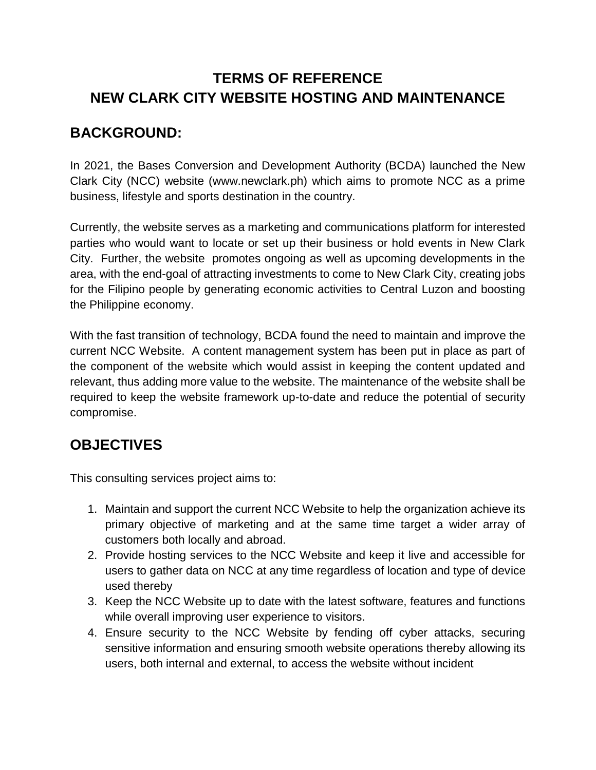# TERMS OF REFERENCE
# NEW CLARK CITY WEBSITE HOSTING AND MAINTENANCE

## BACKGROUND:

In 2021, the Bases Conversion and Development Authority (BCDA) launched the New Clark City (NCC) website (www.newclark.ph) which aims to promote NCC as a prime business, lifestyle and sports destination in the country.

Currently, the website serves as a marketing and communications platform for interested parties who would want to locate or set up their business or hold events in New Clark City. Further, the website promotes ongoing as well as upcoming developments in the area, with the end-goal of attracting investments to come to New Clark City, creating jobs for the Filipino people by generating economic activities to Central Luzon and boosting the Philippine economy.

With the fast transition of technology, BCDA found the need to maintain and improve the current NCC Website. A content management system has been put in place as part of the component of the website which would assist in keeping the content updated and relevant, thus adding more value to the website. The maintenance of the website shall be required to keep the website framework up-to-date and reduce the potential of security compromise.

## OBJECTIVES

This consulting services project aims to:

1. Maintain and support the current NCC Website to help the organization achieve its primary objective of marketing and at the same time target a wider array of customers both locally and abroad.
2. Provide hosting services to the NCC Website and keep it live and accessible for users to gather data on NCC at any time regardless of location and type of device used thereby
3. Keep the NCC Website up to date with the latest software, features and functions while overall improving user experience to visitors.
4. Ensure security to the NCC Website by fending off cyber attacks, securing sensitive information and ensuring smooth website operations thereby allowing its users, both internal and external, to access the website without incident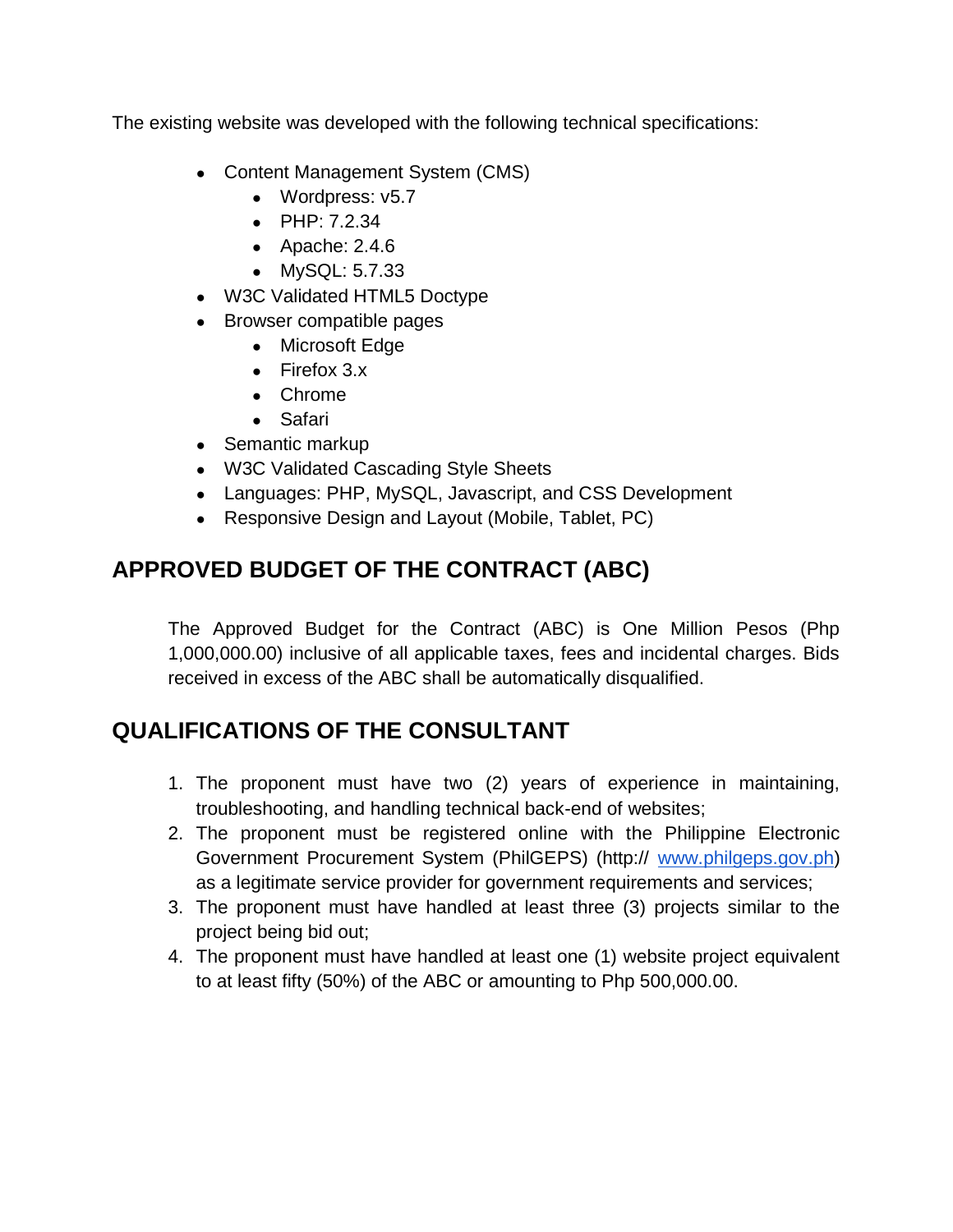The existing website was developed with the following technical specifications:

- Content Management System (CMS)
  - Wordpress: v5.7
  - PHP: 7.2.34
  - Apache: 2.4.6
  - MySQL: 5.7.33
- W3C Validated HTML5 Doctype
- Browser compatible pages
  - Microsoft Edge
  - Firefox 3.x
  - Chrome
  - Safari
- Semantic markup
- W3C Validated Cascading Style Sheets
- Languages: PHP, MySQL, Javascript, and CSS Development
- Responsive Design and Layout (Mobile, Tablet, PC)

## APPROVED BUDGET OF THE CONTRACT (ABC)

The Approved Budget for the Contract (ABC) is One Million Pesos (Php 1,000,000.00) inclusive of all applicable taxes, fees and incidental charges. Bids received in excess of the ABC shall be automatically disqualified.

## QUALIFICATIONS OF THE CONSULTANT

1. The proponent must have two (2) years of experience in maintaining, troubleshooting, and handling technical back-end of websites;
2. The proponent must be registered online with the Philippine Electronic Government Procurement System (PhilGEPS) (http:// www.philgeps.gov.ph) as a legitimate service provider for government requirements and services;
3. The proponent must have handled at least three (3) projects similar to the project being bid out;
4. The proponent must have handled at least one (1) website project equivalent to at least fifty (50%) of the ABC or amounting to Php 500,000.00.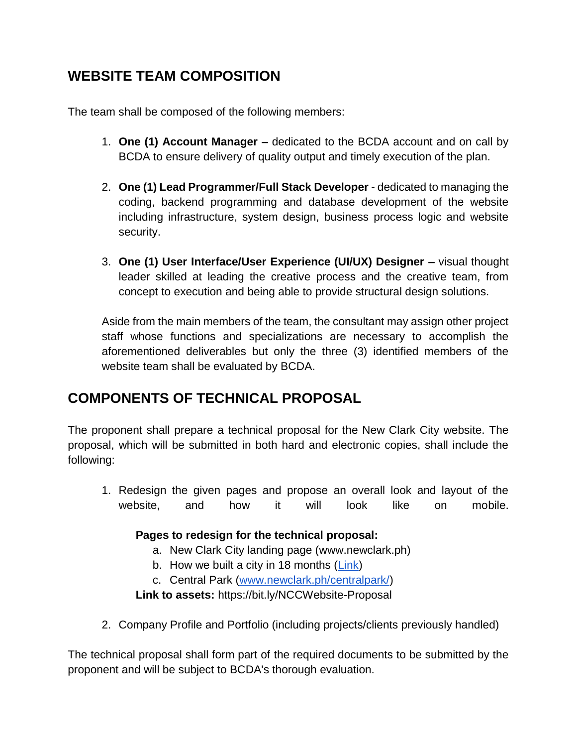## WEBSITE TEAM COMPOSITION

The team shall be composed of the following members:

1. **One (1) Account Manager –** dedicated to the BCDA account and on call by BCDA to ensure delivery of quality output and timely execution of the plan.

2. **One (1) Lead Programmer/Full Stack Developer** - dedicated to managing the coding, backend programming and database development of the website including infrastructure, system design, business process logic and website security.

3. **One (1) User Interface/User Experience (UI/UX) Designer –** visual thought leader skilled at leading the creative process and the creative team, from concept to execution and being able to provide structural design solutions.

   Aside from the main members of the team, the consultant may assign other project staff whose functions and specializations are necessary to accomplish the aforementioned deliverables but only the three (3) identified members of the website team shall be evaluated by BCDA.

## COMPONENTS OF TECHNICAL PROPOSAL

The proponent shall prepare a technical proposal for the New Clark City website. The proposal, which will be submitted in both hard and electronic copies, shall include the following:

1. Redesign the given pages and propose an overall look and layout of the website, and how it will look like on mobile.

   **Pages to redesign for the technical proposal:**
   a. New Clark City landing page (www.newclark.ph)
   b. How we built a city in 18 months (Link)
   c. Central Park (www.newclark.ph/centralpark/)

   **Link to assets:** https://bit.ly/NCCWebsite-Proposal

2. Company Profile and Portfolio (including projects/clients previously handled)

The technical proposal shall form part of the required documents to be submitted by the proponent and will be subject to BCDA's thorough evaluation.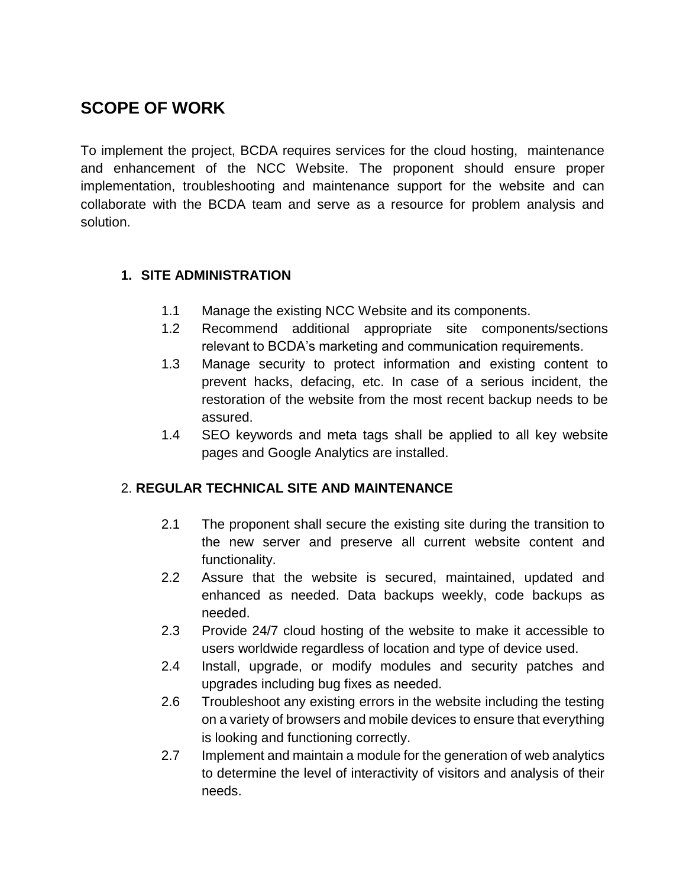## SCOPE OF WORK

To implement the project, BCDA requires services for the cloud hosting, maintenance and enhancement of the NCC Website. The proponent should ensure proper implementation, troubleshooting and maintenance support for the website and can collaborate with the BCDA team and serve as a resource for problem analysis and solution.

### 1. SITE ADMINISTRATION

1.1 Manage the existing NCC Website and its components.

1.2 Recommend additional appropriate site components/sections relevant to BCDA's marketing and communication requirements.

1.3 Manage security to protect information and existing content to prevent hacks, defacing, etc. In case of a serious incident, the restoration of the website from the most recent backup needs to be assured.

1.4 SEO keywords and meta tags shall be applied to all key website pages and Google Analytics are installed.

### 2. REGULAR TECHNICAL SITE AND MAINTENANCE

2.1 The proponent shall secure the existing site during the transition to the new server and preserve all current website content and functionality.

2.2 Assure that the website is secured, maintained, updated and enhanced as needed. Data backups weekly, code backups as needed.

2.3 Provide 24/7 cloud hosting of the website to make it accessible to users worldwide regardless of location and type of device used.

2.4 Install, upgrade, or modify modules and security patches and upgrades including bug fixes as needed.

2.6 Troubleshoot any existing errors in the website including the testing on a variety of browsers and mobile devices to ensure that everything is looking and functioning correctly.

2.7 Implement and maintain a module for the generation of web analytics to determine the level of interactivity of visitors and analysis of their needs.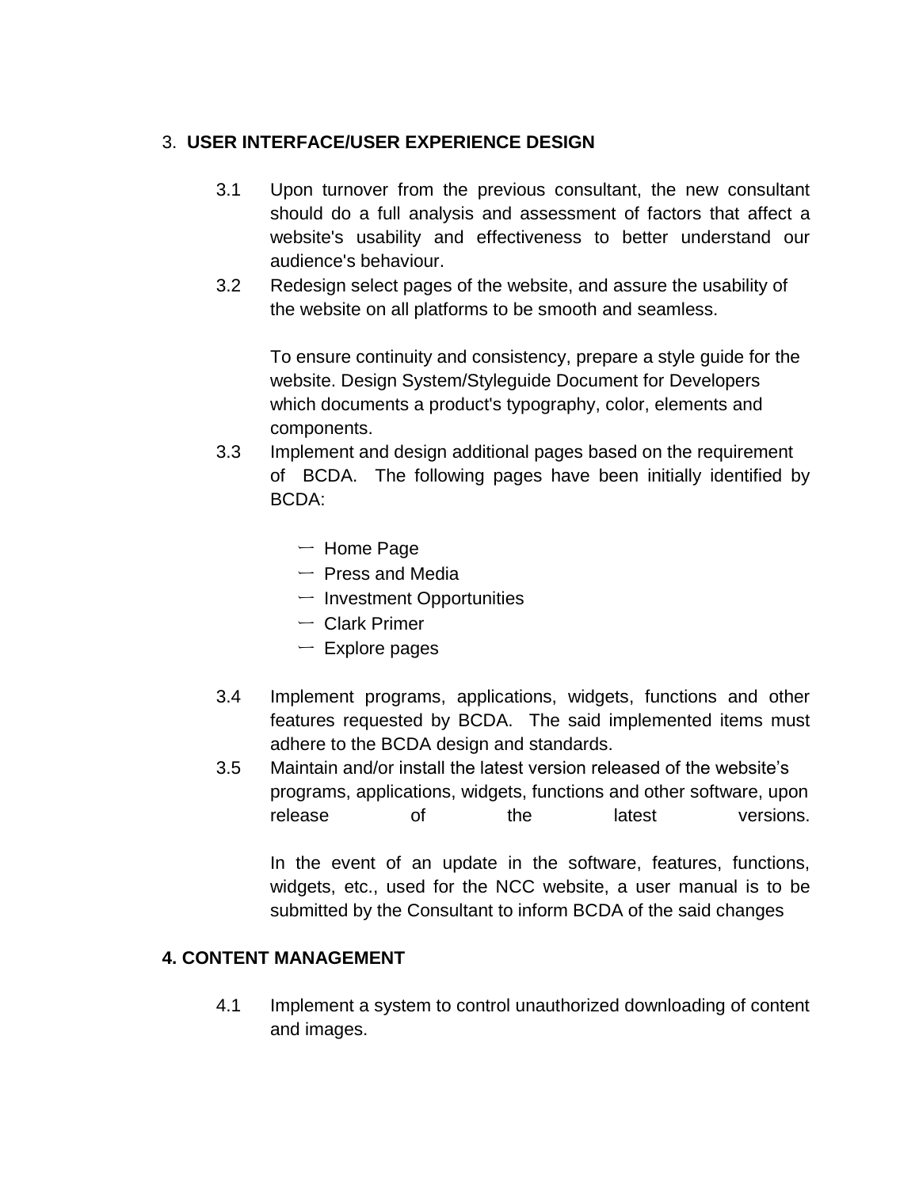## 3. **USER INTERFACE/USER EXPERIENCE DESIGN**

3.1 Upon turnover from the previous consultant, the new consultant should do a full analysis and assessment of factors that affect a website's usability and effectiveness to better understand our audience's behaviour.

3.2 Redesign select pages of the website, and assure the usability of the website on all platforms to be smooth and seamless.

To ensure continuity and consistency, prepare a style guide for the website. Design System/Styleguide Document for Developers which documents a product's typography, color, elements and components.

3.3 Implement and design additional pages based on the requirement of BCDA. The following pages have been initially identified by BCDA:

- Home Page
- Press and Media
- Investment Opportunities
- Clark Primer
- Explore pages

3.4 Implement programs, applications, widgets, functions and other features requested by BCDA. The said implemented items must adhere to the BCDA design and standards.

3.5 Maintain and/or install the latest version released of the website's programs, applications, widgets, functions and other software, upon release of the latest versions.

In the event of an update in the software, features, functions, widgets, etc., used for the NCC website, a user manual is to be submitted by the Consultant to inform BCDA of the said changes

## **4. CONTENT MANAGEMENT**

4.1 Implement a system to control unauthorized downloading of content and images.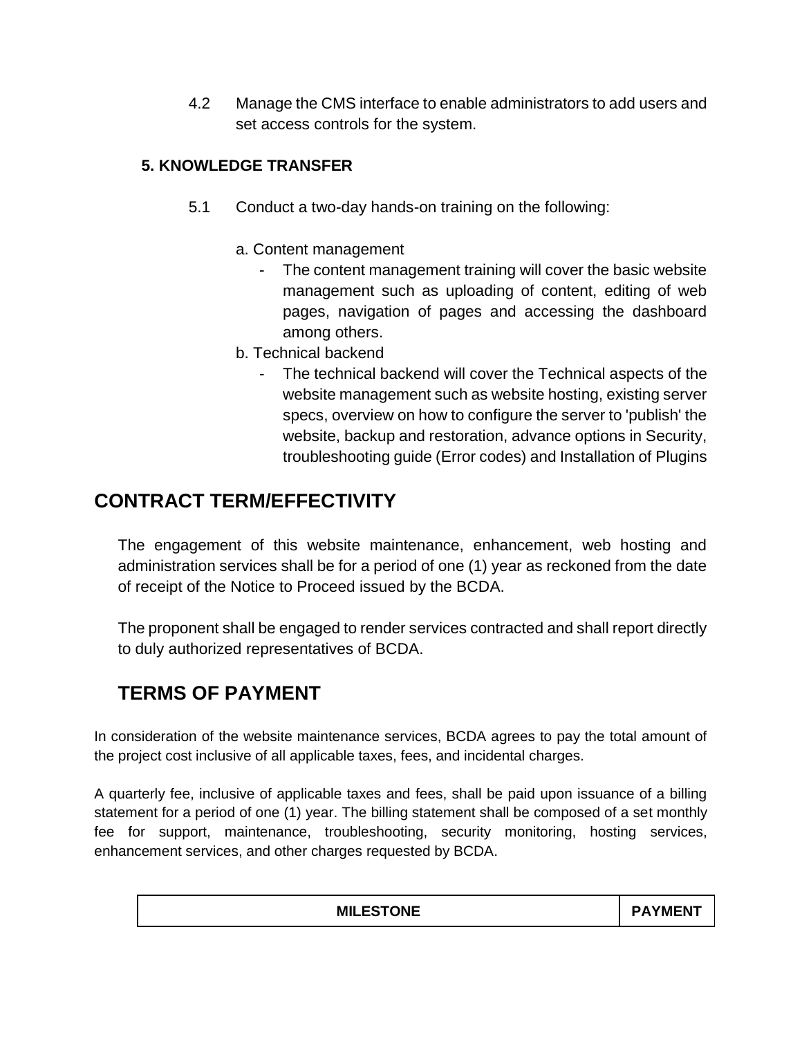4.2 Manage the CMS interface to enable administrators to add users and set access controls for the system.

**5. KNOWLEDGE TRANSFER**

5.1 Conduct a two-day hands-on training on the following:

a. Content management
  - The content management training will cover the basic website management such as uploading of content, editing of web pages, navigation of pages and accessing the dashboard among others.

b. Technical backend
  - The technical backend will cover the Technical aspects of the website management such as website hosting, existing server specs, overview on how to configure the server to 'publish' the website, backup and restoration, advance options in Security, troubleshooting guide (Error codes) and Installation of Plugins

## CONTRACT TERM/EFFECTIVITY

The engagement of this website maintenance, enhancement, web hosting and administration services shall be for a period of one (1) year as reckoned from the date of receipt of the Notice to Proceed issued by the BCDA.

The proponent shall be engaged to render services contracted and shall report directly to duly authorized representatives of BCDA.

## TERMS OF PAYMENT

In consideration of the website maintenance services, BCDA agrees to pay the total amount of the project cost inclusive of all applicable taxes, fees, and incidental charges.

A quarterly fee, inclusive of applicable taxes and fees, shall be paid upon issuance of a billing statement for a period of one (1) year. The billing statement shall be composed of a set monthly fee for support, maintenance, troubleshooting, security monitoring, hosting services, enhancement services, and other charges requested by BCDA.

| MILESTONE | PAYMENT |
| --- | --- |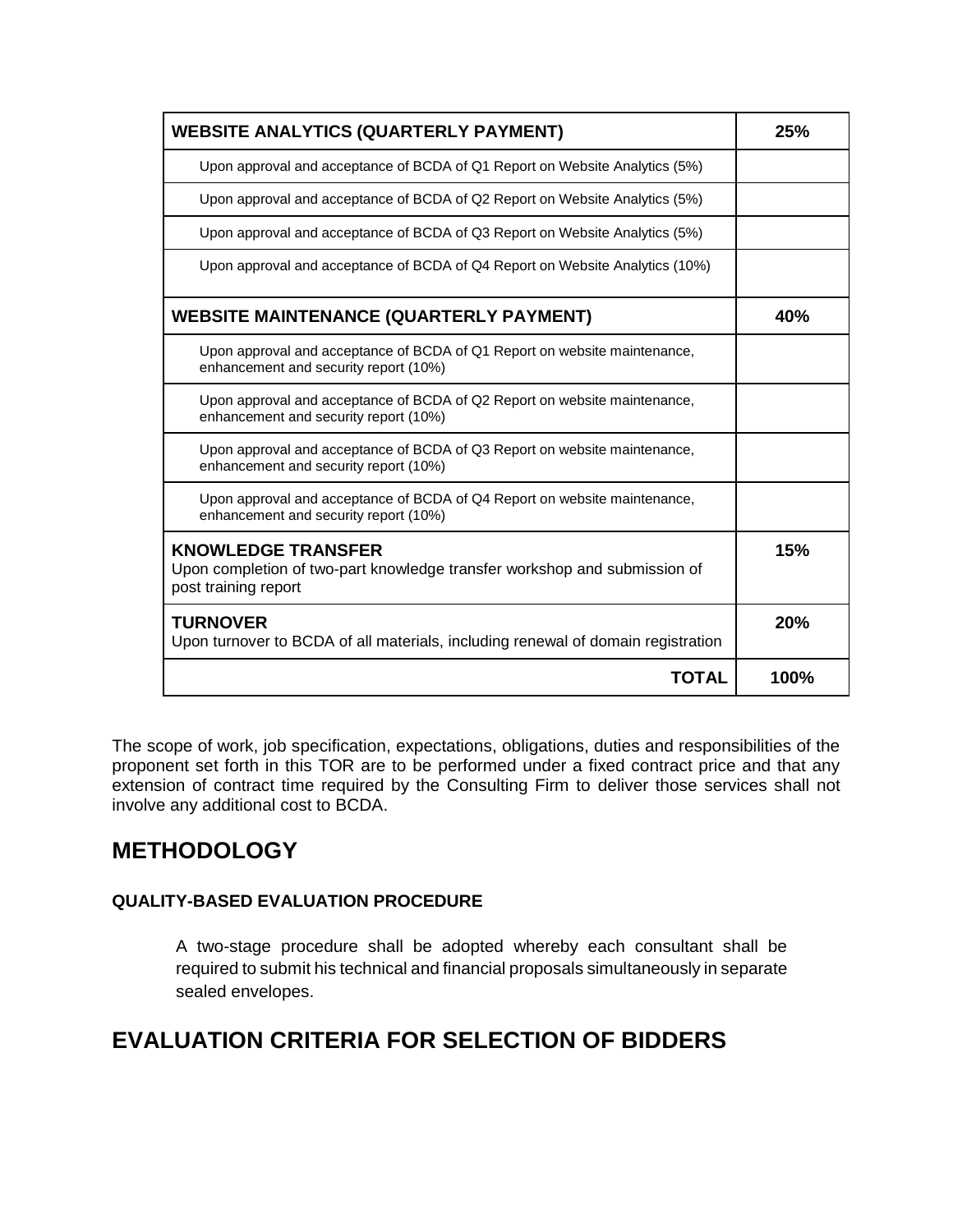| **WEBSITE ANALYTICS (QUARTERLY PAYMENT)** | **25%** |
|---|---|
| Upon approval and acceptance of BCDA of Q1 Report on Website Analytics (5%) | |
| Upon approval and acceptance of BCDA of Q2 Report on Website Analytics (5%) | |
| Upon approval and acceptance of BCDA of Q3 Report on Website Analytics (5%) | |
| Upon approval and acceptance of BCDA of Q4 Report on Website Analytics (10%) | |
| **WEBSITE MAINTENANCE (QUARTERLY PAYMENT)** | **40%** |
| Upon approval and acceptance of BCDA of Q1 Report on website maintenance, enhancement and security report (10%) | |
| Upon approval and acceptance of BCDA of Q2 Report on website maintenance, enhancement and security report (10%) | |
| Upon approval and acceptance of BCDA of Q3 Report on website maintenance, enhancement and security report (10%) | |
| Upon approval and acceptance of BCDA of Q4 Report on website maintenance, enhancement and security report (10%) | |
| **KNOWLEDGE TRANSFER** Upon completion of two-part knowledge transfer workshop and submission of post training report | **15%** |
| **TURNOVER** Upon turnover to BCDA of all materials, including renewal of domain registration | **20%** |
| **TOTAL** | **100%** |

The scope of work, job specification, expectations, obligations, duties and responsibilities of the proponent set forth in this TOR are to be performed under a fixed contract price and that any extension of contract time required by the Consulting Firm to deliver those services shall not involve any additional cost to BCDA.

## METHODOLOGY

#### QUALITY-BASED EVALUATION PROCEDURE

A two-stage procedure shall be adopted whereby each consultant shall be required to submit his technical and financial proposals simultaneously in separate sealed envelopes.

## EVALUATION CRITERIA FOR SELECTION OF BIDDERS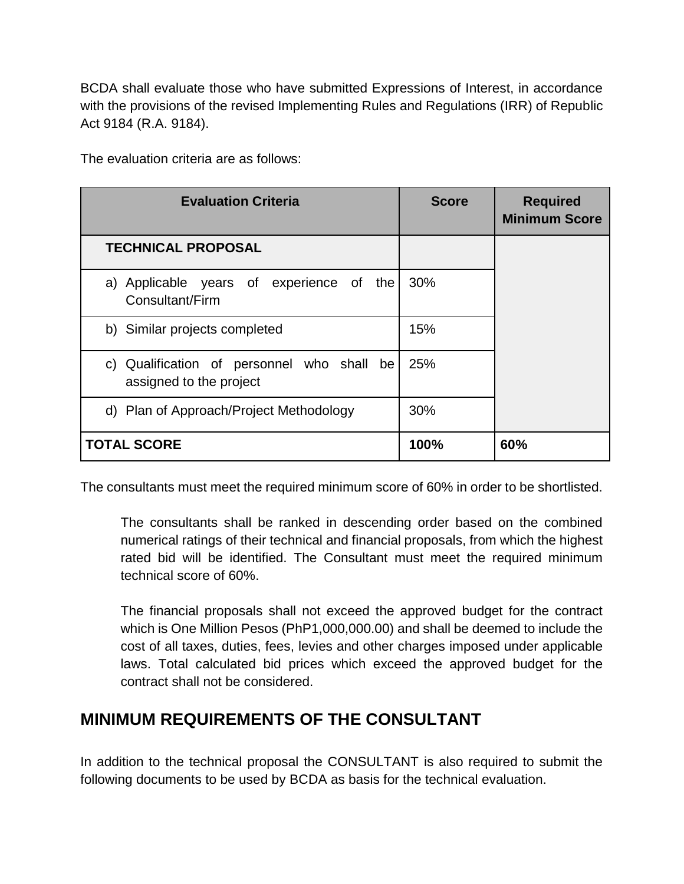BCDA shall evaluate those who have submitted Expressions of Interest, in accordance with the provisions of the revised Implementing Rules and Regulations (IRR) of Republic Act 9184 (R.A. 9184).

The evaluation criteria are as follows:

| Evaluation Criteria | Score | Required Minimum Score |
|---|---|---|
| **TECHNICAL PROPOSAL** | | |
| a) Applicable years of experience of the Consultant/Firm | 30% | |
| b) Similar projects completed | 15% | |
| c) Qualification of personnel who shall be assigned to the project | 25% | |
| d) Plan of Approach/Project Methodology | 30% | |
| **TOTAL SCORE** | **100%** | **60%** |

The consultants must meet the required minimum score of 60% in order to be shortlisted.

> The consultants shall be ranked in descending order based on the combined numerical ratings of their technical and financial proposals, from which the highest rated bid will be identified. The Consultant must meet the required minimum technical score of 60%.
>
> The financial proposals shall not exceed the approved budget for the contract which is One Million Pesos (PhP1,000,000.00) and shall be deemed to include the cost of all taxes, duties, fees, levies and other charges imposed under applicable laws. Total calculated bid prices which exceed the approved budget for the contract shall not be considered.

## MINIMUM REQUIREMENTS OF THE CONSULTANT

In addition to the technical proposal the CONSULTANT is also required to submit the following documents to be used by BCDA as basis for the technical evaluation.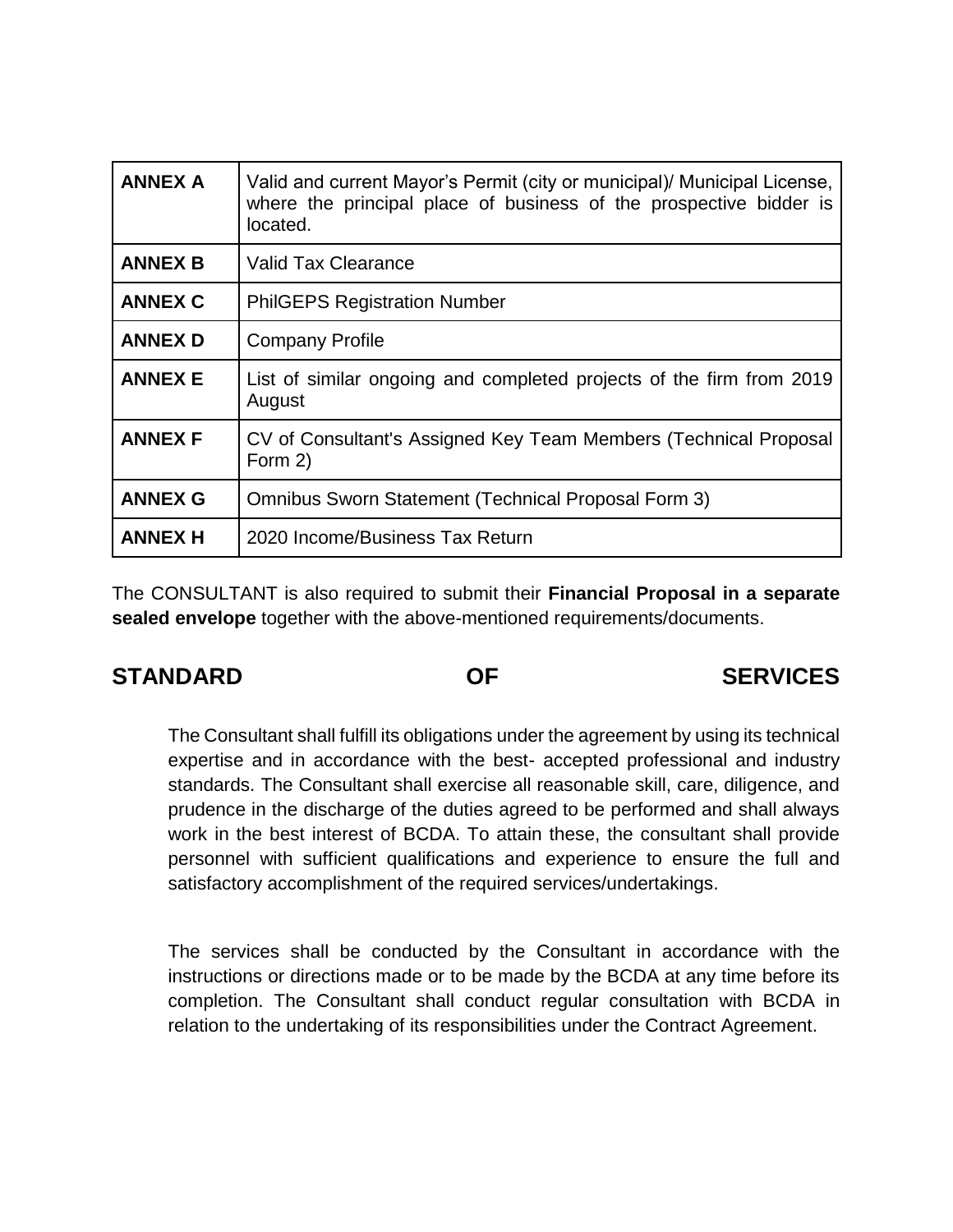| ANNEX A | Valid and current Mayor's Permit (city or municipal)/ Municipal License, where the principal place of business of the prospective bidder is located. |
| --- | --- |
| **ANNEX B** | Valid Tax Clearance |
| **ANNEX C** | PhilGEPS Registration Number |
| **ANNEX D** | Company Profile |
| **ANNEX E** | List of similar ongoing and completed projects of the firm from 2019 August |
| **ANNEX F** | CV of Consultant's Assigned Key Team Members (Technical Proposal Form 2) |
| **ANNEX G** | Omnibus Sworn Statement (Technical Proposal Form 3) |
| **ANNEX H** | 2020 Income/Business Tax Return |

The CONSULTANT is also required to submit their **Financial Proposal in a separate sealed envelope** together with the above-mentioned requirements/documents.

## STANDARD OF SERVICES

The Consultant shall fulfill its obligations under the agreement by using its technical expertise and in accordance with the best- accepted professional and industry standards. The Consultant shall exercise all reasonable skill, care, diligence, and prudence in the discharge of the duties agreed to be performed and shall always work in the best interest of BCDA. To attain these, the consultant shall provide personnel with sufficient qualifications and experience to ensure the full and satisfactory accomplishment of the required services/undertakings.

The services shall be conducted by the Consultant in accordance with the instructions or directions made or to be made by the BCDA at any time before its completion. The Consultant shall conduct regular consultation with BCDA in relation to the undertaking of its responsibilities under the Contract Agreement.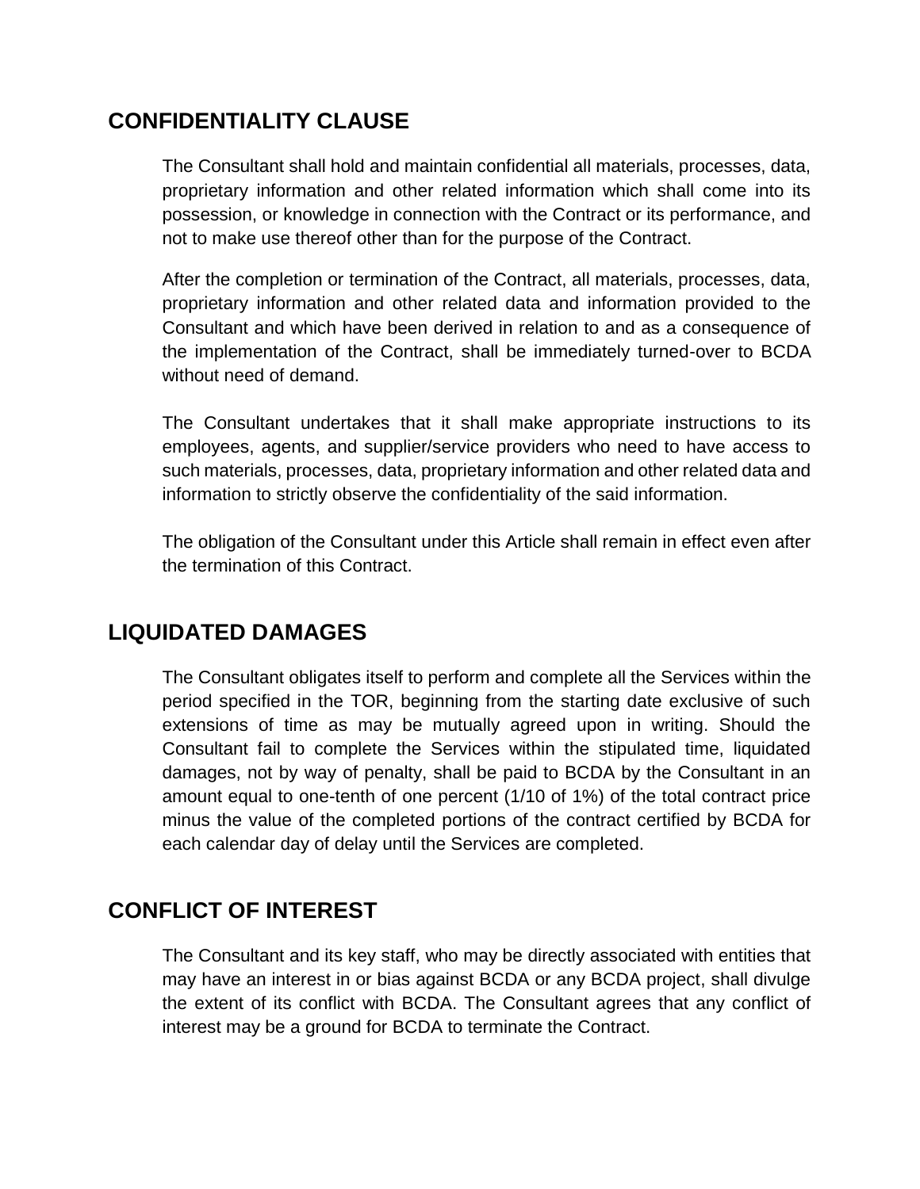## CONFIDENTIALITY CLAUSE

The Consultant shall hold and maintain confidential all materials, processes, data, proprietary information and other related information which shall come into its possession, or knowledge in connection with the Contract or its performance, and not to make use thereof other than for the purpose of the Contract.

After the completion or termination of the Contract, all materials, processes, data, proprietary information and other related data and information provided to the Consultant and which have been derived in relation to and as a consequence of the implementation of the Contract, shall be immediately turned-over to BCDA without need of demand.

The Consultant undertakes that it shall make appropriate instructions to its employees, agents, and supplier/service providers who need to have access to such materials, processes, data, proprietary information and other related data and information to strictly observe the confidentiality of the said information.

The obligation of the Consultant under this Article shall remain in effect even after the termination of this Contract.

## LIQUIDATED DAMAGES

The Consultant obligates itself to perform and complete all the Services within the period specified in the TOR, beginning from the starting date exclusive of such extensions of time as may be mutually agreed upon in writing. Should the Consultant fail to complete the Services within the stipulated time, liquidated damages, not by way of penalty, shall be paid to BCDA by the Consultant in an amount equal to one-tenth of one percent (1/10 of 1%) of the total contract price minus the value of the completed portions of the contract certified by BCDA for each calendar day of delay until the Services are completed.

## CONFLICT OF INTEREST

The Consultant and its key staff, who may be directly associated with entities that may have an interest in or bias against BCDA or any BCDA project, shall divulge the extent of its conflict with BCDA. The Consultant agrees that any conflict of interest may be a ground for BCDA to terminate the Contract.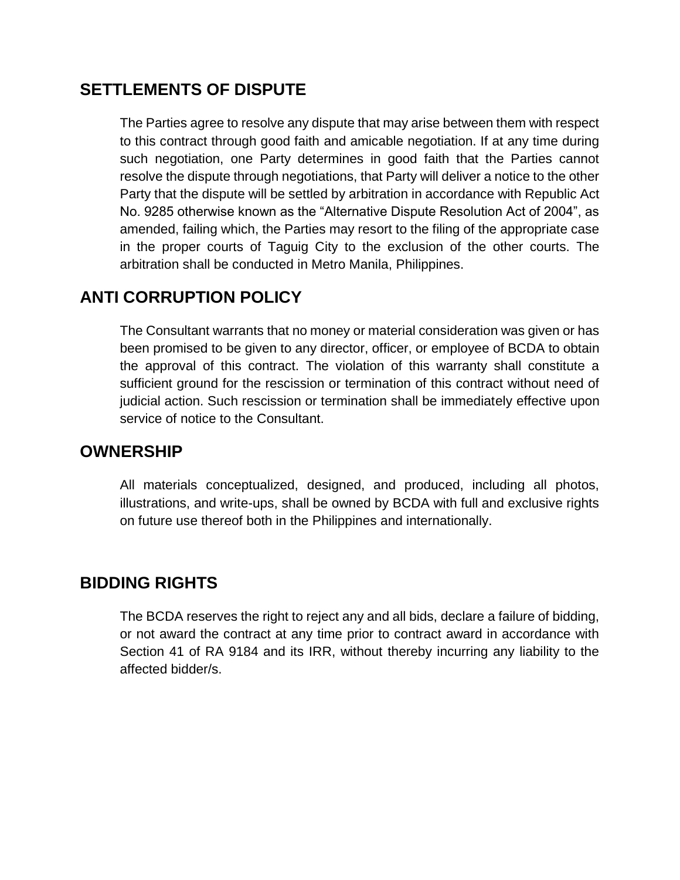## SETTLEMENTS OF DISPUTE

The Parties agree to resolve any dispute that may arise between them with respect to this contract through good faith and amicable negotiation. If at any time during such negotiation, one Party determines in good faith that the Parties cannot resolve the dispute through negotiations, that Party will deliver a notice to the other Party that the dispute will be settled by arbitration in accordance with Republic Act No. 9285 otherwise known as the “Alternative Dispute Resolution Act of 2004”, as amended, failing which, the Parties may resort to the filing of the appropriate case in the proper courts of Taguig City to the exclusion of the other courts. The arbitration shall be conducted in Metro Manila, Philippines.

## ANTI CORRUPTION POLICY

The Consultant warrants that no money or material consideration was given or has been promised to be given to any director, officer, or employee of BCDA to obtain the approval of this contract. The violation of this warranty shall constitute a sufficient ground for the rescission or termination of this contract without need of judicial action. Such rescission or termination shall be immediately effective upon service of notice to the Consultant.

## OWNERSHIP

All materials conceptualized, designed, and produced, including all photos, illustrations, and write-ups, shall be owned by BCDA with full and exclusive rights on future use thereof both in the Philippines and internationally.

## BIDDING RIGHTS

The BCDA reserves the right to reject any and all bids, declare a failure of bidding, or not award the contract at any time prior to contract award in accordance with Section 41 of RA 9184 and its IRR, without thereby incurring any liability to the affected bidder/s.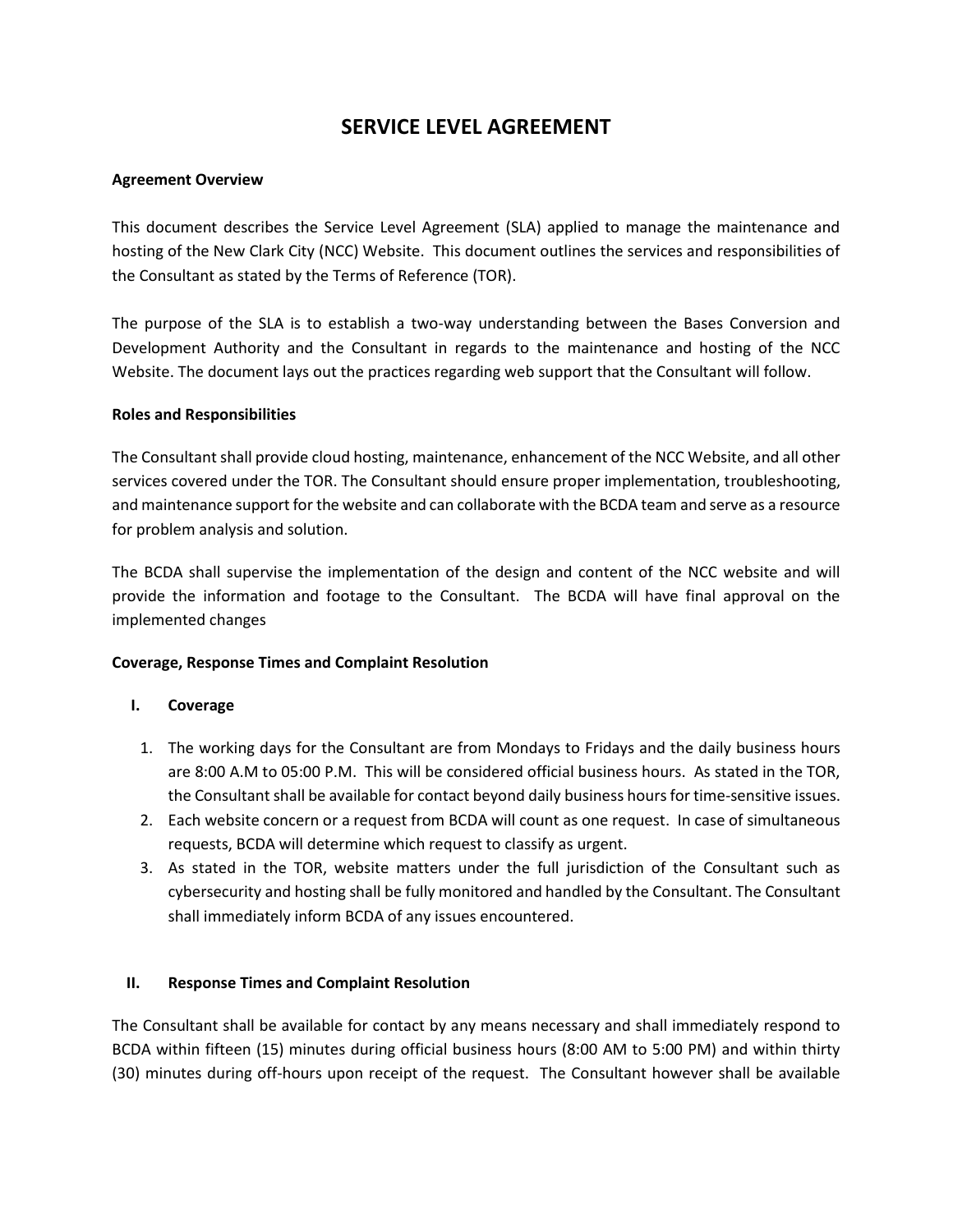# SERVICE LEVEL AGREEMENT

**Agreement Overview**

This document describes the Service Level Agreement (SLA) applied to manage the maintenance and hosting of the New Clark City (NCC) Website. This document outlines the services and responsibilities of the Consultant as stated by the Terms of Reference (TOR).

The purpose of the SLA is to establish a two-way understanding between the Bases Conversion and Development Authority and the Consultant in regards to the maintenance and hosting of the NCC Website. The document lays out the practices regarding web support that the Consultant will follow.

**Roles and Responsibilities**

The Consultant shall provide cloud hosting, maintenance, enhancement of the NCC Website, and all other services covered under the TOR. The Consultant should ensure proper implementation, troubleshooting, and maintenance support for the website and can collaborate with the BCDA team and serve as a resource for problem analysis and solution.

The BCDA shall supervise the implementation of the design and content of the NCC website and will provide the information and footage to the Consultant. The BCDA will have final approval on the implemented changes

**Coverage, Response Times and Complaint Resolution**

**I. Coverage**

1. The working days for the Consultant are from Mondays to Fridays and the daily business hours are 8:00 A.M to 05:00 P.M. This will be considered official business hours. As stated in the TOR, the Consultant shall be available for contact beyond daily business hours for time-sensitive issues.
2. Each website concern or a request from BCDA will count as one request. In case of simultaneous requests, BCDA will determine which request to classify as urgent.
3. As stated in the TOR, website matters under the full jurisdiction of the Consultant such as cybersecurity and hosting shall be fully monitored and handled by the Consultant. The Consultant shall immediately inform BCDA of any issues encountered.

**II. Response Times and Complaint Resolution**

The Consultant shall be available for contact by any means necessary and shall immediately respond to BCDA within fifteen (15) minutes during official business hours (8:00 AM to 5:00 PM) and within thirty (30) minutes during off-hours upon receipt of the request. The Consultant however shall be available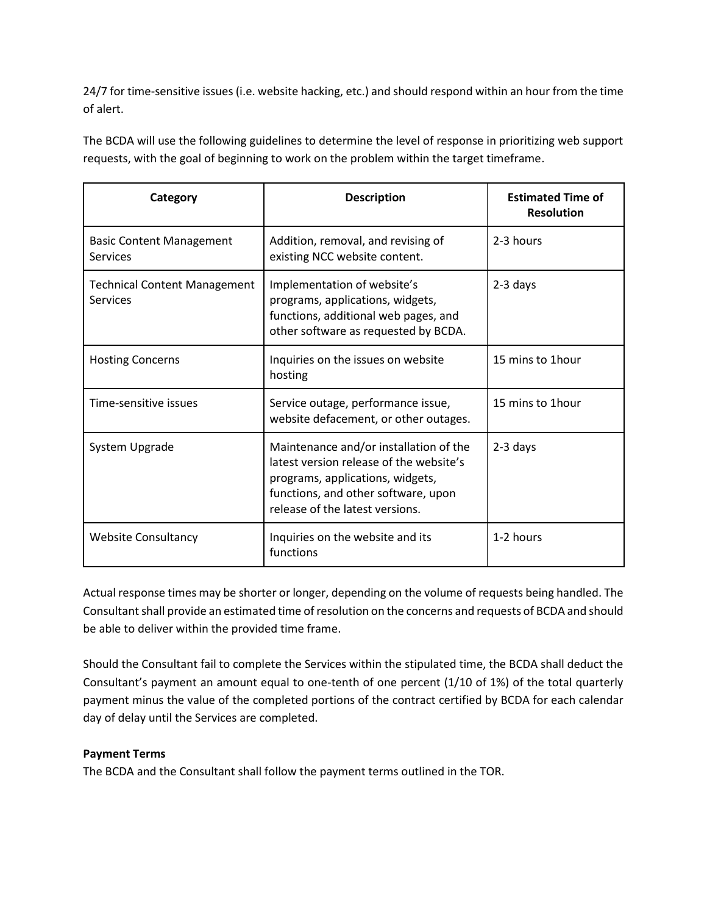24/7 for time-sensitive issues (i.e. website hacking, etc.) and should respond within an hour from the time of alert.

The BCDA will use the following guidelines to determine the level of response in prioritizing web support requests, with the goal of beginning to work on the problem within the target timeframe.

| Category | Description | Estimated Time of Resolution |
| --- | --- | --- |
| Basic Content Management Services | Addition, removal, and revising of existing NCC website content. | 2-3 hours |
| Technical Content Management Services | Implementation of website's programs, applications, widgets, functions, additional web pages, and other software as requested by BCDA. | 2-3 days |
| Hosting Concerns | Inquiries on the issues on website hosting | 15 mins to 1hour |
| Time-sensitive issues | Service outage, performance issue, website defacement, or other outages. | 15 mins to 1hour |
| System Upgrade | Maintenance and/or installation of the latest version release of the website's programs, applications, widgets, functions, and other software, upon release of the latest versions. | 2-3 days |
| Website Consultancy | Inquiries on the website and its functions | 1-2 hours |

Actual response times may be shorter or longer, depending on the volume of requests being handled. The Consultant shall provide an estimated time of resolution on the concerns and requests of BCDA and should be able to deliver within the provided time frame.

Should the Consultant fail to complete the Services within the stipulated time, the BCDA shall deduct the Consultant's payment an amount equal to one-tenth of one percent (1/10 of 1%) of the total quarterly payment minus the value of the completed portions of the contract certified by BCDA for each calendar day of delay until the Services are completed.

**Payment Terms**

The BCDA and the Consultant shall follow the payment terms outlined in the TOR.